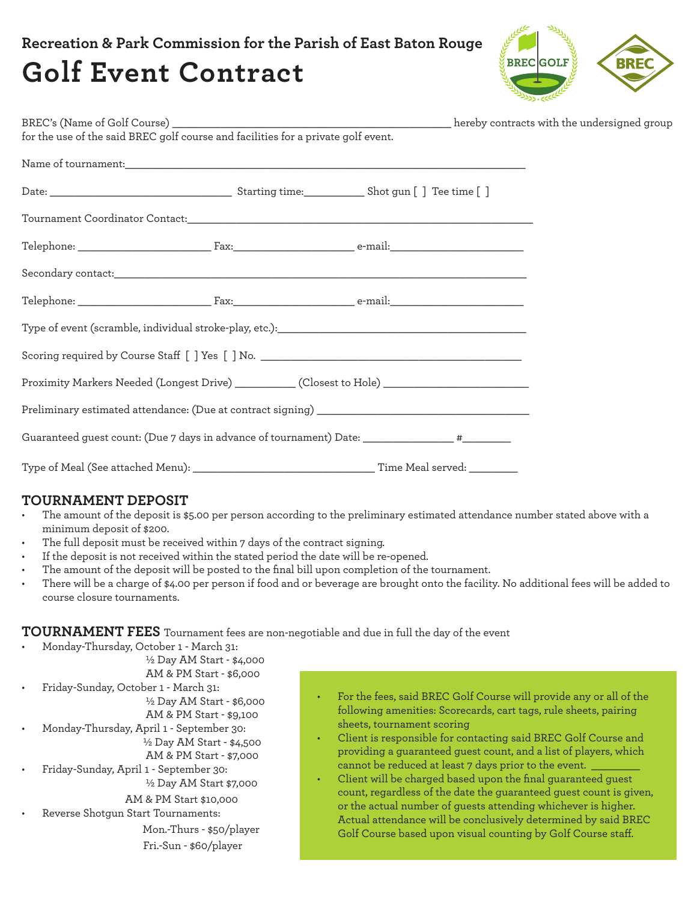Recreation & Park Commission for the Parish of East Baton Rouge

# Golf Event Contract

BREC's (Name of Golf Course) ______________________________________________ hereby contracts with the undersigned group for the use of the said BREC golf course and facilities for a private golf event.

Name of tournament:_____________________________________________________________________

Date: ______________________________ Starting time:__________ Shot gun [ ] Tee time [ ]

Tournament Coordinator Contact:___________________________________________________________

Telephone: _______________________ Fax:____________________ e-mail:_______________________

Secondary contact:_______________________________________________________________________

Telephone: _______________________ Fax:____________________ e-mail:_______________________

Type of event (scramble, individual stroke-play, etc.):_________________________________________

Scoring required by Course Staff [ ] Yes [ ] No. ____________________________________________

Proximity Markers Needed (Longest Drive) __________ (Closest to Hole) ________________________

Preliminary estimated attendance: (Due at contract signing) ____________________________________

Guaranteed guest count: (Due 7 days in advance of tournament) Date: _______________ #________

Type of Meal (See attached Menu): _______________________________ Time Meal served: ________

## TOURNAMENT DEPOSIT

- The amount of the deposit is $5.00 per person according to the preliminary estimated attendance number stated above with a minimum deposit of $200.
- The full deposit must be received within 7 days of the contract signing.
- If the deposit is not received within the stated period the date will be re-opened.
- The amount of the deposit will be posted to the final bill upon completion of the tournament.
- There will be a charge of $4.00 per person if food and or beverage are brought onto the facility. No additional fees will be added to course closure tournaments.

## TOURNAMENT FEES

Tournament fees are non-negotiable and due in full the day of the event

- Monday-Thursday, October 1 - March 31:
  - ½ Day AM Start - $4,000
  - AM & PM Start - $6,000
- Friday-Sunday, October 1 - March 31:
  - ½ Day AM Start - $6,000
  - AM & PM Start - $9,100
- Monday-Thursday, April 1 - September 30:
  - ½ Day AM Start - $4,500
  - AM & PM Start - $7,000
- Friday-Sunday, April 1 - September 30:
  - ½ Day AM Start $7,000
  - AM & PM Start $10,000
- Reverse Shotgun Start Tournaments:
  - Mon.-Thurs - $50/player
  - Fri.-Sun - $60/player

- For the fees, said BREC Golf Course will provide any or all of the following amenities: Scorecards, cart tags, rule sheets, pairing sheets, tournament scoring
- Client is responsible for contacting said BREC Golf Course and providing a guaranteed guest count, and a list of players, which cannot be reduced at least 7 days prior to the event. ________
- Client will be charged based upon the final guaranteed guest count, regardless of the date the guaranteed guest count is given, or the actual number of guests attending whichever is higher. Actual attendance will be conclusively determined by said BREC Golf Course based upon visual counting by Golf Course staff.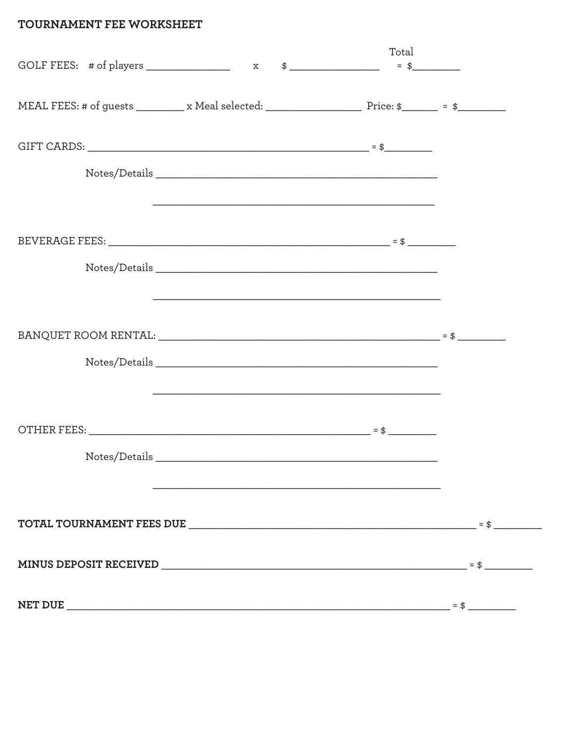## TOURNAMENT FEE WORKSHEET

GOLF FEES: # of players _______________ x $ ________________ Total = $_________

MEAL FEES: # of guests _________ x Meal selected: __________________ Price: $_______ = $_________

GIFT CARDS: ____________________________________________________ = $_________

Notes/Details ____________________________________________________

____________________________________________________

BEVERAGE FEES: ____________________________________________________ = $ _________

Notes/Details ____________________________________________________

____________________________________________________

BANQUET ROOM RENTAL: ____________________________________________________ = $ _________

Notes/Details ____________________________________________________

____________________________________________________

OTHER FEES: ____________________________________________________ = $ _________

Notes/Details ____________________________________________________

____________________________________________________

**TOTAL TOURNAMENT FEES DUE** ____________________________________________________ = $ _________

**MINUS DEPOSIT RECEIVED** ____________________________________________________ = $ _________

**NET DUE** ____________________________________________________ = $ _________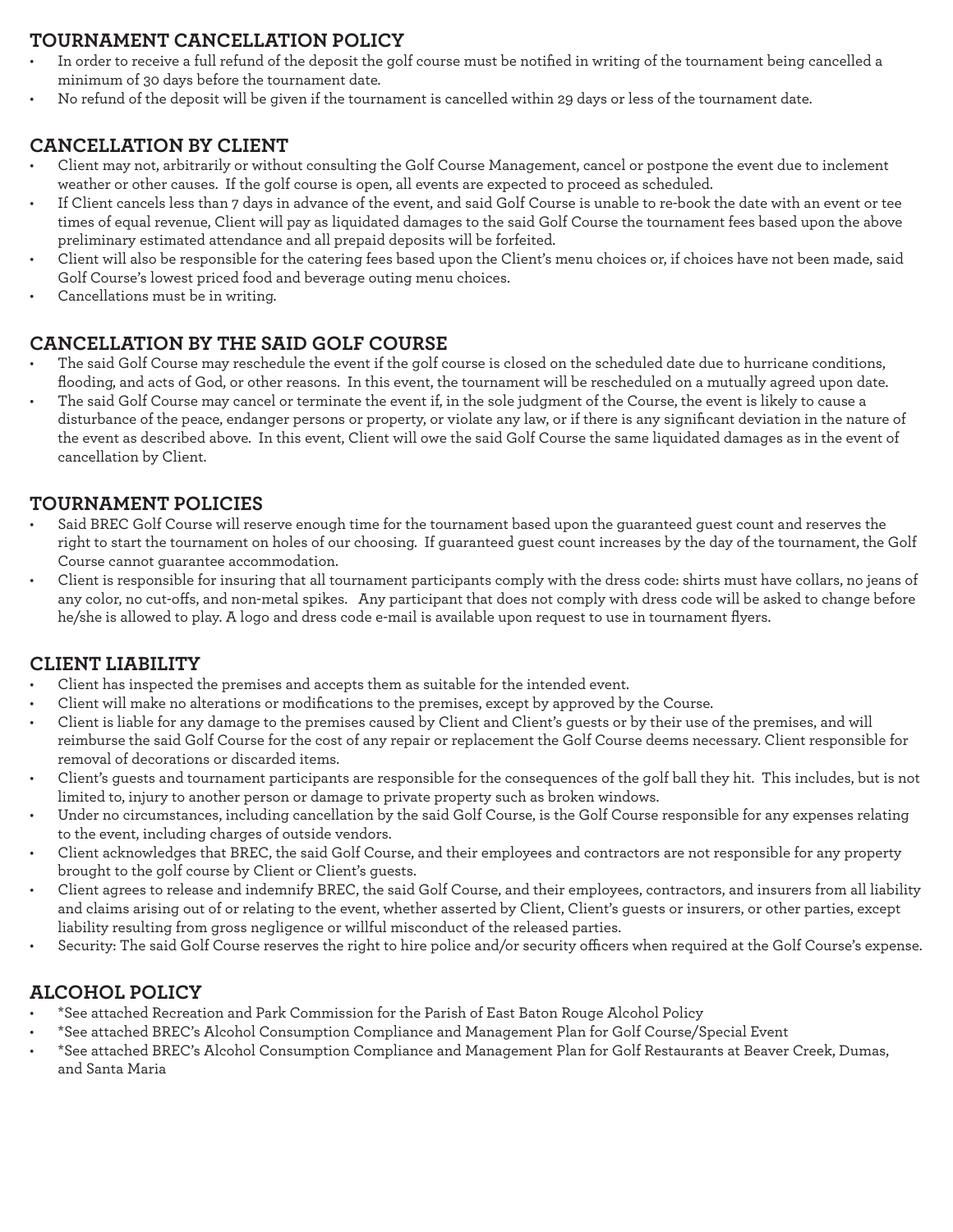## TOURNAMENT CANCELLATION POLICY

- In order to receive a full refund of the deposit the golf course must be notified in writing of the tournament being cancelled a minimum of 30 days before the tournament date.
- No refund of the deposit will be given if the tournament is cancelled within 29 days or less of the tournament date.

## CANCELLATION BY CLIENT

- Client may not, arbitrarily or without consulting the Golf Course Management, cancel or postpone the event due to inclement weather or other causes. If the golf course is open, all events are expected to proceed as scheduled.
- If Client cancels less than 7 days in advance of the event, and said Golf Course is unable to re-book the date with an event or tee times of equal revenue, Client will pay as liquidated damages to the said Golf Course the tournament fees based upon the above preliminary estimated attendance and all prepaid deposits will be forfeited.
- Client will also be responsible for the catering fees based upon the Client's menu choices or, if choices have not been made, said Golf Course's lowest priced food and beverage outing menu choices.
- Cancellations must be in writing.

## CANCELLATION BY THE SAID GOLF COURSE

- The said Golf Course may reschedule the event if the golf course is closed on the scheduled date due to hurricane conditions, flooding, and acts of God, or other reasons. In this event, the tournament will be rescheduled on a mutually agreed upon date.
- The said Golf Course may cancel or terminate the event if, in the sole judgment of the Course, the event is likely to cause a disturbance of the peace, endanger persons or property, or violate any law, or if there is any significant deviation in the nature of the event as described above. In this event, Client will owe the said Golf Course the same liquidated damages as in the event of cancellation by Client.

## TOURNAMENT POLICIES

- Said BREC Golf Course will reserve enough time for the tournament based upon the guaranteed guest count and reserves the right to start the tournament on holes of our choosing. If guaranteed guest count increases by the day of the tournament, the Golf Course cannot guarantee accommodation.
- Client is responsible for insuring that all tournament participants comply with the dress code: shirts must have collars, no jeans of any color, no cut-offs, and non-metal spikes. Any participant that does not comply with dress code will be asked to change before he/she is allowed to play. A logo and dress code e-mail is available upon request to use in tournament flyers.

## CLIENT LIABILITY

- Client has inspected the premises and accepts them as suitable for the intended event.
- Client will make no alterations or modifications to the premises, except by approved by the Course.
- Client is liable for any damage to the premises caused by Client and Client's guests or by their use of the premises, and will reimburse the said Golf Course for the cost of any repair or replacement the Golf Course deems necessary. Client responsible for removal of decorations or discarded items.
- Client's guests and tournament participants are responsible for the consequences of the golf ball they hit. This includes, but is not limited to, injury to another person or damage to private property such as broken windows.
- Under no circumstances, including cancellation by the said Golf Course, is the Golf Course responsible for any expenses relating to the event, including charges of outside vendors.
- Client acknowledges that BREC, the said Golf Course, and their employees and contractors are not responsible for any property brought to the golf course by Client or Client's guests.
- Client agrees to release and indemnify BREC, the said Golf Course, and their employees, contractors, and insurers from all liability and claims arising out of or relating to the event, whether asserted by Client, Client's guests or insurers, or other parties, except liability resulting from gross negligence or willful misconduct of the released parties.
- Security: The said Golf Course reserves the right to hire police and/or security officers when required at the Golf Course's expense.

## ALCOHOL POLICY

- *See attached Recreation and Park Commission for the Parish of East Baton Rouge Alcohol Policy
- *See attached BREC's Alcohol Consumption Compliance and Management Plan for Golf Course/Special Event
- *See attached BREC's Alcohol Consumption Compliance and Management Plan for Golf Restaurants at Beaver Creek, Dumas, and Santa Maria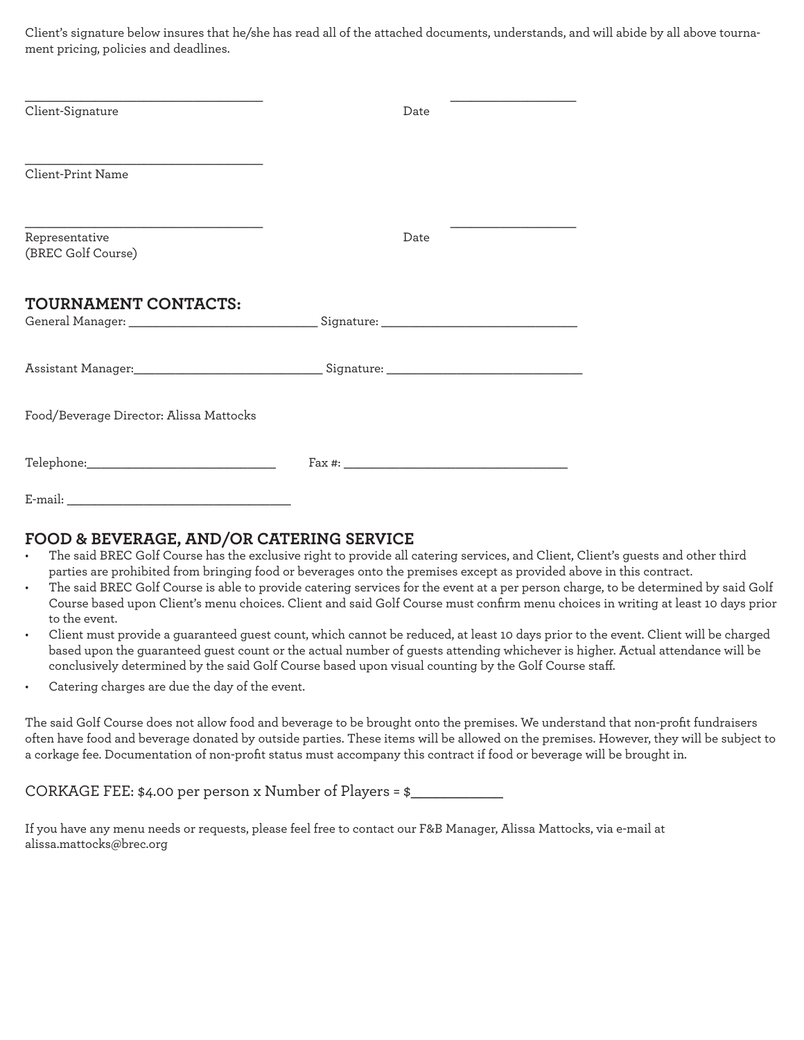Client's signature below insures that he/she has read all of the attached documents, understands, and will abide by all above tournament pricing, policies and deadlines.

______________________________ ______________
Client-Signature Date

______________________________
Client-Print Name

______________________________ ______________
Representative Date
(BREC Golf Course)

## TOURNAMENT CONTACTS:

General Manager: ______________________ Signature: ______________________

Assistant Manager:______________________ Signature: ______________________

Food/Beverage Director: Alissa Mattocks

Telephone:______________________ Fax #: ______________________

E-mail: ______________________

## FOOD & BEVERAGE, AND/OR CATERING SERVICE

- The said BREC Golf Course has the exclusive right to provide all catering services, and Client, Client's guests and other third parties are prohibited from bringing food or beverages onto the premises except as provided above in this contract.
- The said BREC Golf Course is able to provide catering services for the event at a per person charge, to be determined by said Golf Course based upon Client's menu choices. Client and said Golf Course must confirm menu choices in writing at least 10 days prior to the event.
- Client must provide a guaranteed guest count, which cannot be reduced, at least 10 days prior to the event. Client will be charged based upon the guaranteed guest count or the actual number of guests attending whichever is higher. Actual attendance will be conclusively determined by the said Golf Course based upon visual counting by the Golf Course staff.
- Catering charges are due the day of the event.

The said Golf Course does not allow food and beverage to be brought onto the premises. We understand that non-profit fundraisers often have food and beverage donated by outside parties. These items will be allowed on the premises. However, they will be subject to a corkage fee. Documentation of non-profit status must accompany this contract if food or beverage will be brought in.

CORKAGE FEE: $4.00 per person x Number of Players = $__________

If you have any menu needs or requests, please feel free to contact our F&B Manager, Alissa Mattocks, via e-mail at alissa.mattocks@brec.org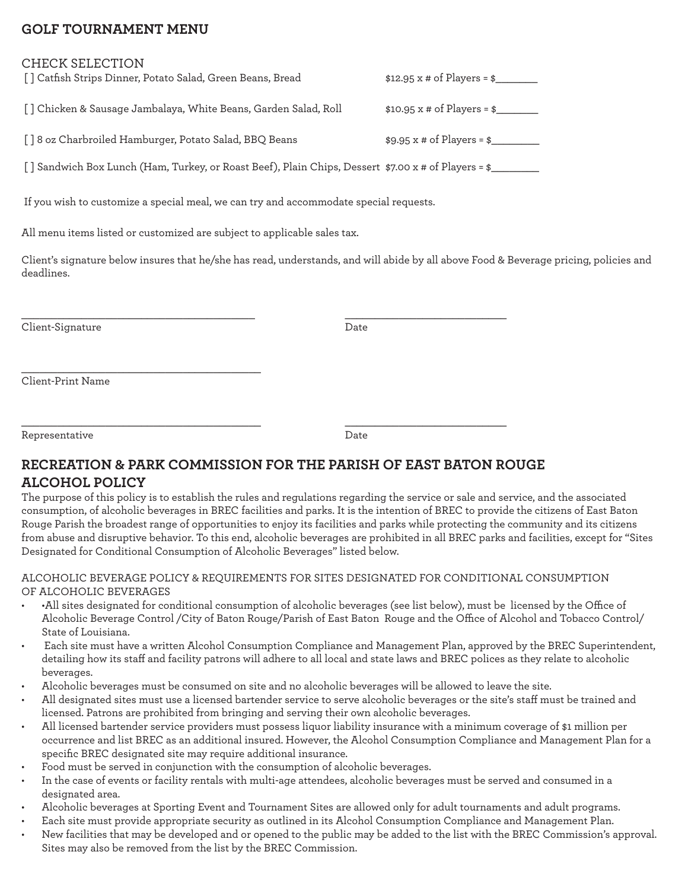## GOLF TOURNAMENT MENU

CHECK SELECTION

[ ] Catfish Strips Dinner, Potato Salad, Green Beans, Bread — $12.95 x # of Players = $________

[ ] Chicken & Sausage Jambalaya, White Beans, Garden Salad, Roll — $10.95 x # of Players = $________

[ ] 8 oz Charbroiled Hamburger, Potato Salad, BBQ Beans — $9.95 x # of Players = $_________

[ ] Sandwich Box Lunch (Ham, Turkey, or Roast Beef), Plain Chips, Dessert — $7.00 x # of Players = $_________

If you wish to customize a special meal, we can try and accommodate special requests.

All menu items listed or customized are subject to applicable sales tax.

Client's signature below insures that he/she has read, understands, and will abide by all above Food & Beverage pricing, policies and deadlines.

_________________________________________ _____________________________

Client-Signature Date

_________________________________________

Client-Print Name

_________________________________________ _____________________________

Representative Date

## RECREATION & PARK COMMISSION FOR THE PARISH OF EAST BATON ROUGE ALCOHOL POLICY

The purpose of this policy is to establish the rules and regulations regarding the service or sale and service, and the associated consumption, of alcoholic beverages in BREC facilities and parks. It is the intention of BREC to provide the citizens of East Baton Rouge Parish the broadest range of opportunities to enjoy its facilities and parks while protecting the community and its citizens from abuse and disruptive behavior. To this end, alcoholic beverages are prohibited in all BREC parks and facilities, except for "Sites Designated for Conditional Consumption of Alcoholic Beverages" listed below.

ALCOHOLIC BEVERAGE POLICY & REQUIREMENTS FOR SITES DESIGNATED FOR CONDITIONAL CONSUMPTION OF ALCOHOLIC BEVERAGES

- •All sites designated for conditional consumption of alcoholic beverages (see list below), must be licensed by the Office of Alcoholic Beverage Control /City of Baton Rouge/Parish of East Baton Rouge and the Office of Alcohol and Tobacco Control/ State of Louisiana.
- Each site must have a written Alcohol Consumption Compliance and Management Plan, approved by the BREC Superintendent, detailing how its staff and facility patrons will adhere to all local and state laws and BREC polices as they relate to alcoholic beverages.
- Alcoholic beverages must be consumed on site and no alcoholic beverages will be allowed to leave the site.
- All designated sites must use a licensed bartender service to serve alcoholic beverages or the site's staff must be trained and licensed. Patrons are prohibited from bringing and serving their own alcoholic beverages.
- All licensed bartender service providers must possess liquor liability insurance with a minimum coverage of $1 million per occurrence and list BREC as an additional insured. However, the Alcohol Consumption Compliance and Management Plan for a specific BREC designated site may require additional insurance.
- Food must be served in conjunction with the consumption of alcoholic beverages.
- In the case of events or facility rentals with multi-age attendees, alcoholic beverages must be served and consumed in a designated area.
- Alcoholic beverages at Sporting Event and Tournament Sites are allowed only for adult tournaments and adult programs.
- Each site must provide appropriate security as outlined in its Alcohol Consumption Compliance and Management Plan.
- New facilities that may be developed and or opened to the public may be added to the list with the BREC Commission's approval. Sites may also be removed from the list by the BREC Commission.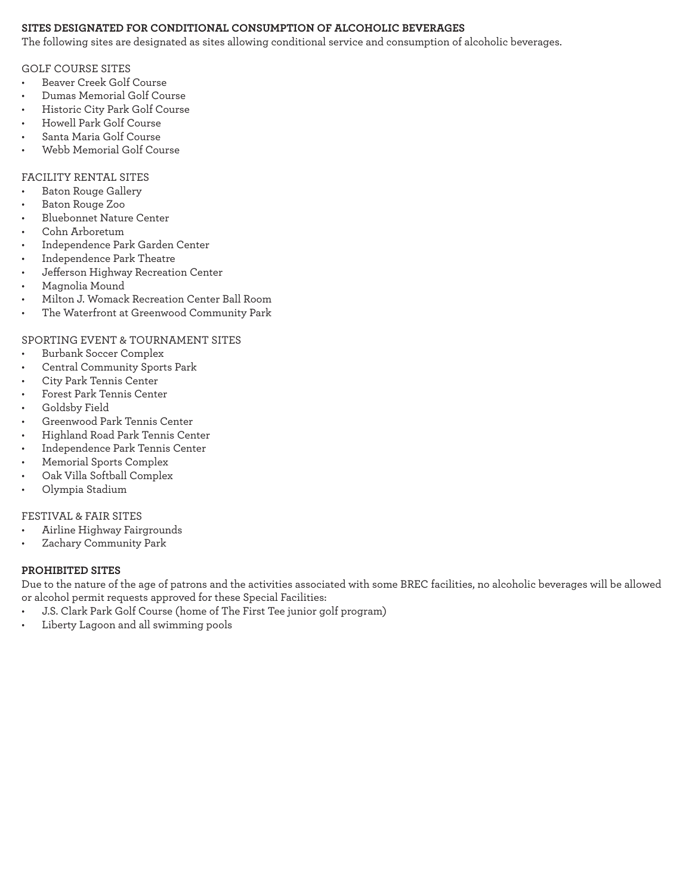**SITES DESIGNATED FOR CONDITIONAL CONSUMPTION OF ALCOHOLIC BEVERAGES**

The following sites are designated as sites allowing conditional service and consumption of alcoholic beverages.

GOLF COURSE SITES

- Beaver Creek Golf Course
- Dumas Memorial Golf Course
- Historic City Park Golf Course
- Howell Park Golf Course
- Santa Maria Golf Course
- Webb Memorial Golf Course

FACILITY RENTAL SITES

- Baton Rouge Gallery
- Baton Rouge Zoo
- Bluebonnet Nature Center
- Cohn Arboretum
- Independence Park Garden Center
- Independence Park Theatre
- Jefferson Highway Recreation Center
- Magnolia Mound
- Milton J. Womack Recreation Center Ball Room
- The Waterfront at Greenwood Community Park

SPORTING EVENT & TOURNAMENT SITES

- Burbank Soccer Complex
- Central Community Sports Park
- City Park Tennis Center
- Forest Park Tennis Center
- Goldsby Field
- Greenwood Park Tennis Center
- Highland Road Park Tennis Center
- Independence Park Tennis Center
- Memorial Sports Complex
- Oak Villa Softball Complex
- Olympia Stadium

FESTIVAL & FAIR SITES

- Airline Highway Fairgrounds
- Zachary Community Park

**PROHIBITED SITES**

Due to the nature of the age of patrons and the activities associated with some BREC facilities, no alcoholic beverages will be allowed or alcohol permit requests approved for these Special Facilities:

- J.S. Clark Park Golf Course (home of The First Tee junior golf program)
- Liberty Lagoon and all swimming pools